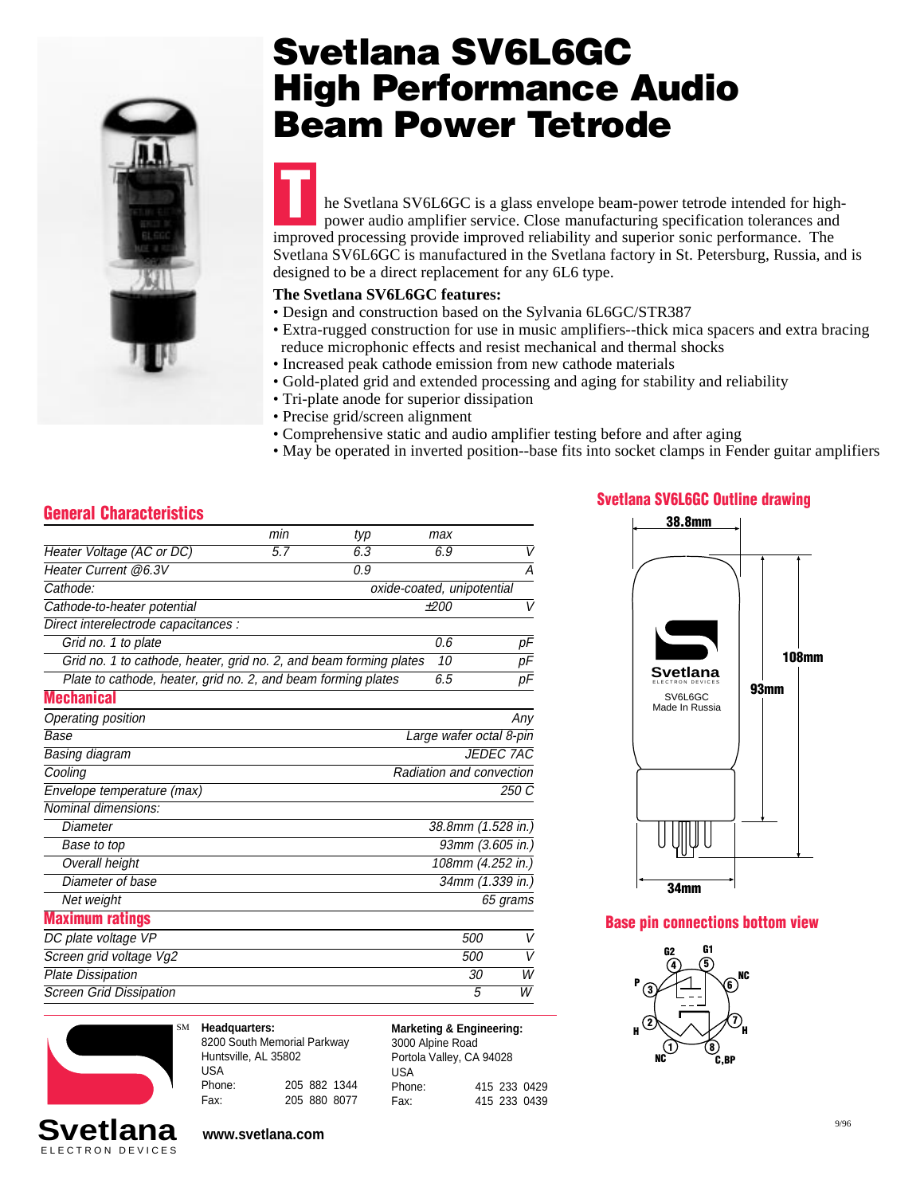# Svetlana SV6L6GC High Performance Audio Beam Power Tetrode

The Svetlana SV6L6GC is a glass envelope beam-power tetrode intended for high-power audio amplifier service. Close manufacturing specification tolerances and improved processing provide improved reliability and superior sonic performance. The Svetlana SV6L6GC is manufactured in the Svetlana factory in St. Petersburg, Russia, and is designed to be a direct replacement for any 6L6 type.

**The Svetlana SV6L6GC features:**

- Design and construction based on the Sylvania 6L6GC/STR387
- Extra-rugged construction for use in music amplifiers--thick mica spacers and extra bracing reduce microphonic effects and resist mechanical and thermal shocks
- Increased peak cathode emission from new cathode materials
- Gold-plated grid and extended processing and aging for stability and reliability
- Tri-plate anode for superior dissipation
- Precise grid/screen alignment
- Comprehensive static and audio amplifier testing before and after aging
- May be operated in inverted position--base fits into socket clamps in Fender guitar amplifiers

## General Characteristics

| | min | typ | max | |
|---|---|---|---|---|
| Heater Voltage (AC or DC) | 5.7 | 6.3 | 6.9 | V |
| Heater Current @6.3V | | 0.9 | | A |
| Cathode: | | | oxide-coated, unipotential | |
| Cathode-to-heater potential | | | ±200 | V |
| Direct interelectrode capacitances : | | | | |
| Grid no. 1 to plate | | | 0.6 | pF |
| Grid no. 1 to cathode, heater, grid no. 2, and beam forming plates | | | 10 | pF |
| Plate to cathode, heater, grid no. 2, and beam forming plates | | | 6.5 | pF |

## Mechanical

| | |
|---|---|
| Operating position | Any |
| Base | Large wafer octal 8-pin |
| Basing diagram | JEDEC 7AC |
| Cooling | Radiation and convection |
| Envelope temperature (max) | 250 C |
| Nominal dimensions: | |
| Diameter | 38.8mm (1.528 in.) |
| Base to top | 93mm (3.605 in.) |
| Overall height | 108mm (4.252 in.) |
| Diameter of base | 34mm (1.339 in.) |
| Net weight | 65 grams |

## Maximum ratings

| | | |
|---|---|---|
| DC plate voltage VP | 500 | V |
| Screen grid voltage Vg2 | 500 | V |
| Plate Dissipation | 30 | W |
| Screen Grid Dissipation | 5 | W |

## Svetlana SV6L6GC Outline drawing

38.8mm; 108mm; 93mm; 34mm

Svetlana ELECTRON DEVICES SV6L6GC Made In Russia

## Base pin connections bottom view

1: NC; 2: H; 3: P; 4: G2; 5: G1; 6: NC; 7: H; 8: C,BP

Svetlana ELECTRON DEVICES SM

**Headquarters:**
8200 South Memorial Parkway
Huntsville, AL 35802
USA
Phone: 205 882 1344
Fax: 205 880 8077

**Marketing & Engineering:**
3000 Alpine Road
Portola Valley, CA 94028
USA
Phone: 415 233 0429
Fax: 415 233 0439

**www.svetlana.com**

9/96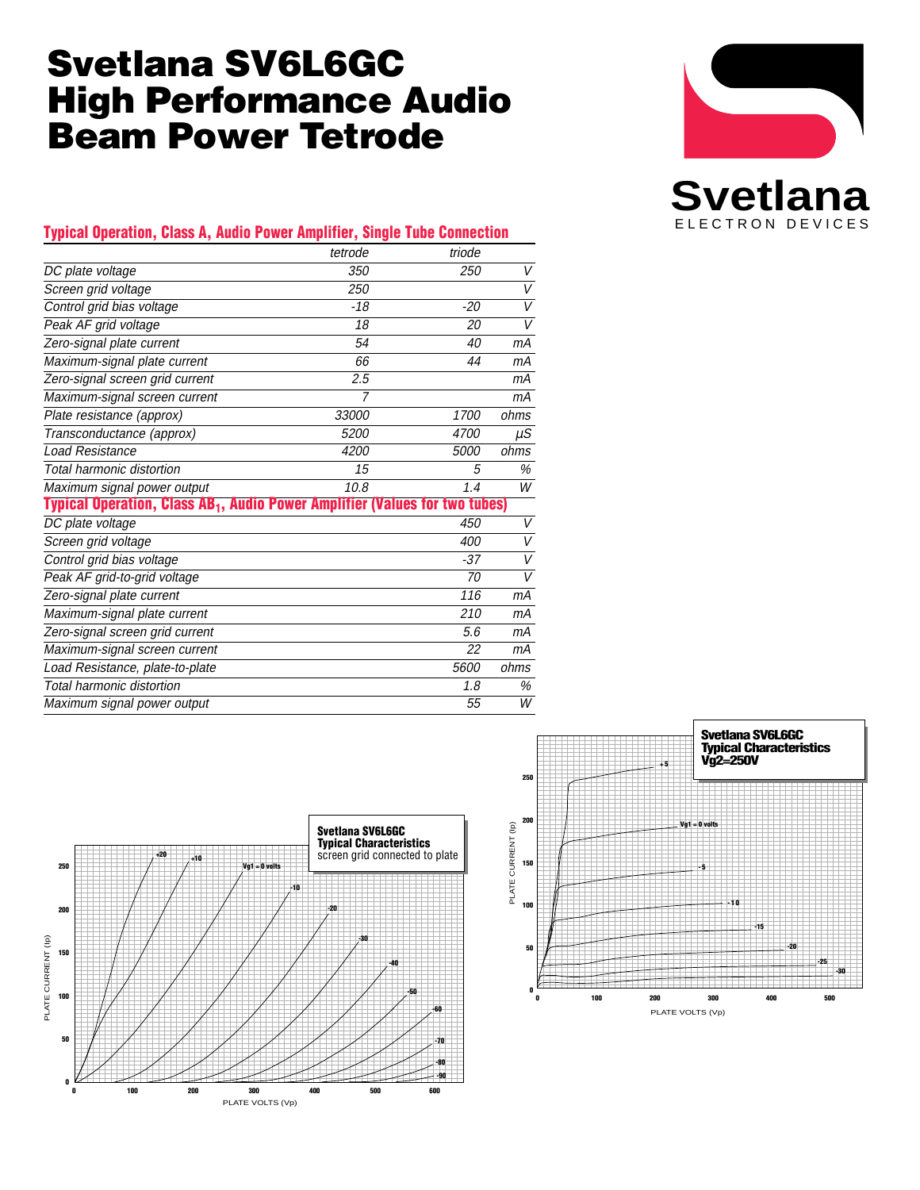# Svetlana SV6L6GC High Performance Audio Beam Power Tetrode

Svetlana
ELECTRON DEVICES

## Typical Operation, Class A, Audio Power Amplifier, Single Tube Connection

| | tetrode | triode | |
|---|---|---|---|
| *DC plate voltage* | *350* | *250* | *V* |
| *Screen grid voltage* | *250* | | *V* |
| *Control grid bias voltage* | *-18* | *-20* | *V* |
| *Peak AF grid voltage* | *18* | *20* | *V* |
| *Zero-signal plate current* | *54* | *40* | *mA* |
| *Maximum-signal plate current* | *66* | *44* | *mA* |
| *Zero-signal screen grid current* | *2.5* | | *mA* |
| *Maximum-signal screen current* | *7* | | *mA* |
| *Plate resistance (approx)* | *33000* | *1700* | *ohms* |
| *Transconductance (approx)* | *5200* | *4700* | *µS* |
| *Load Resistance* | *4200* | *5000* | *ohms* |
| *Total harmonic distortion* | *15* | *5* | *%* |
| *Maximum signal power output* | *10.8* | *1.4* | *W* |

## Typical Operation, Class $AB_1$, Audio Power Amplifier (Values for two tubes)

| | | |
|---|---|---|
| *DC plate voltage* | *450* | *V* |
| *Screen grid voltage* | *400* | *V* |
| *Control grid bias voltage* | *-37* | *V* |
| *Peak AF grid-to-grid voltage* | *70* | *V* |
| *Zero-signal plate current* | *116* | *mA* |
| *Maximum-signal plate current* | *210* | *mA* |
| *Zero-signal screen grid current* | *5.6* | *mA* |
| *Maximum-signal screen current* | *22* | *mA* |
| *Load Resistance, plate-to-plate* | *5600* | *ohms* |
| *Total harmonic distortion* | *1.8* | *%* |
| *Maximum signal power output* | *55* | *W* |

**Svetlana SV6L6GC**
**Typical Characteristics**
screen grid connected to plate

PLATE CURRENT (Ip)
0
50
100
150
200
250
PLATE VOLTS (Vp)
0
100
200
300
400
500
600
+20
+10
Vg1 = 0 volts
-10
-20
-30
-40
-50
-60
-70
-80
-90

**Svetlana SV6L6GC**
**Typical Characteristics**
**Vg2=250V**

PLATE CURRENT (Ip)
0
50
100
150
200
250
PLATE VOLTS (Vp)
0
100
200
300
400
500
+5
Vg1 = 0 volts
-5
-10
-15
-20
-25
-30